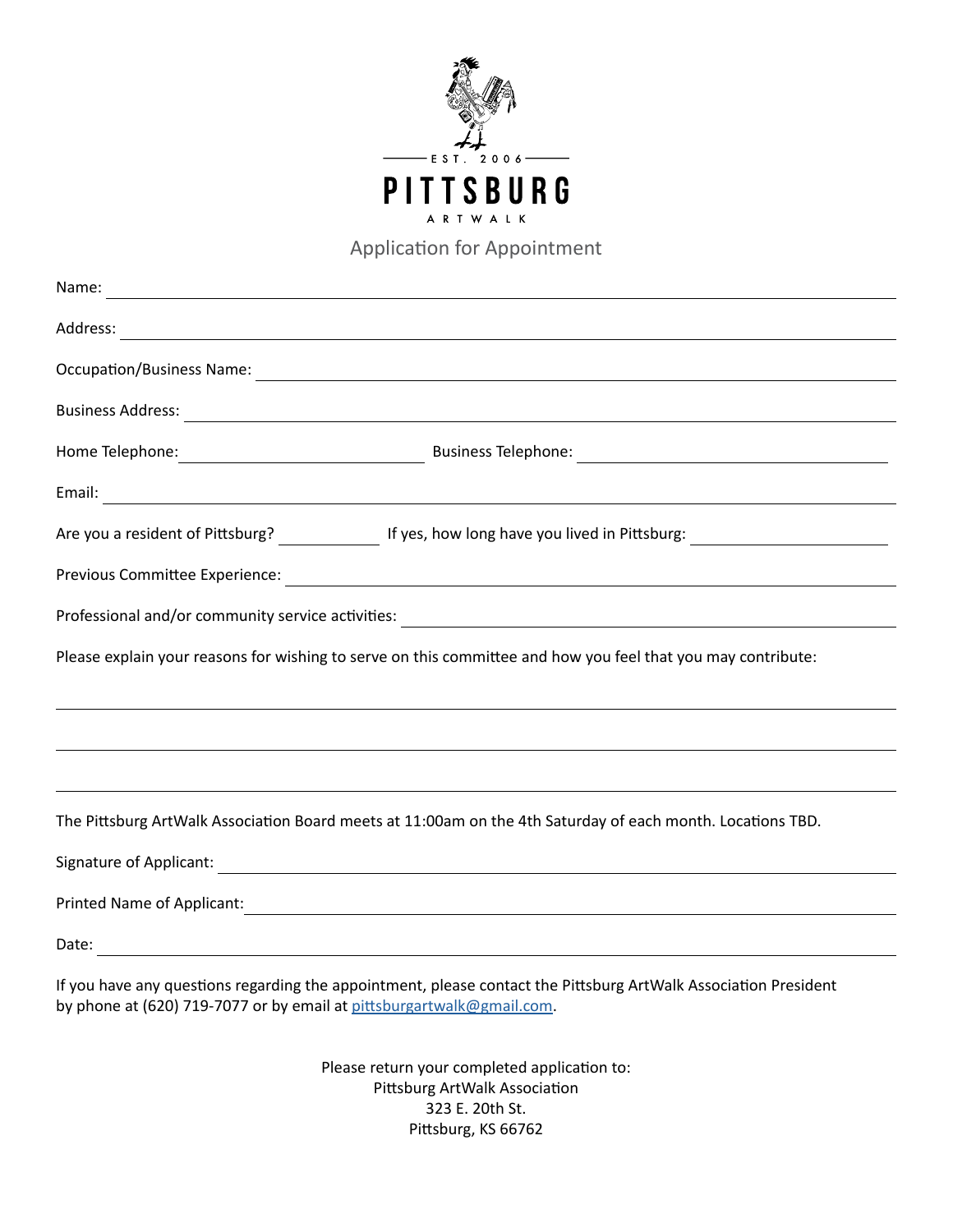EST. 2006

# PITTSBURG

ARTWALK

## Application for Appointment

Name: ____________________

Address: ____________________

Occupation/Business Name: ____________________

Business Address: ____________________

Home Telephone: ____________________ Business Telephone: ____________________

Email: ____________________

Are you a resident of Pittsburg? __________ If yes, how long have you lived in Pittsburg: ____________________

Previous Committee Experience: ____________________

Professional and/or community service activities: ____________________

Please explain your reasons for wishing to serve on this committee and how you feel that you may contribute:

____________________

____________________

____________________

The Pittsburg ArtWalk Association Board meets at 11:00am on the 4th Saturday of each month. Locations TBD.

Signature of Applicant: ____________________

Printed Name of Applicant: ____________________

Date: ____________________

If you have any questions regarding the appointment, please contact the Pittsburg ArtWalk Association President by phone at (620) 719-7077 or by email at pittsburgartwalk@gmail.com.

Please return your completed application to:
Pittsburg ArtWalk Association
323 E. 20th St.
Pittsburg, KS 66762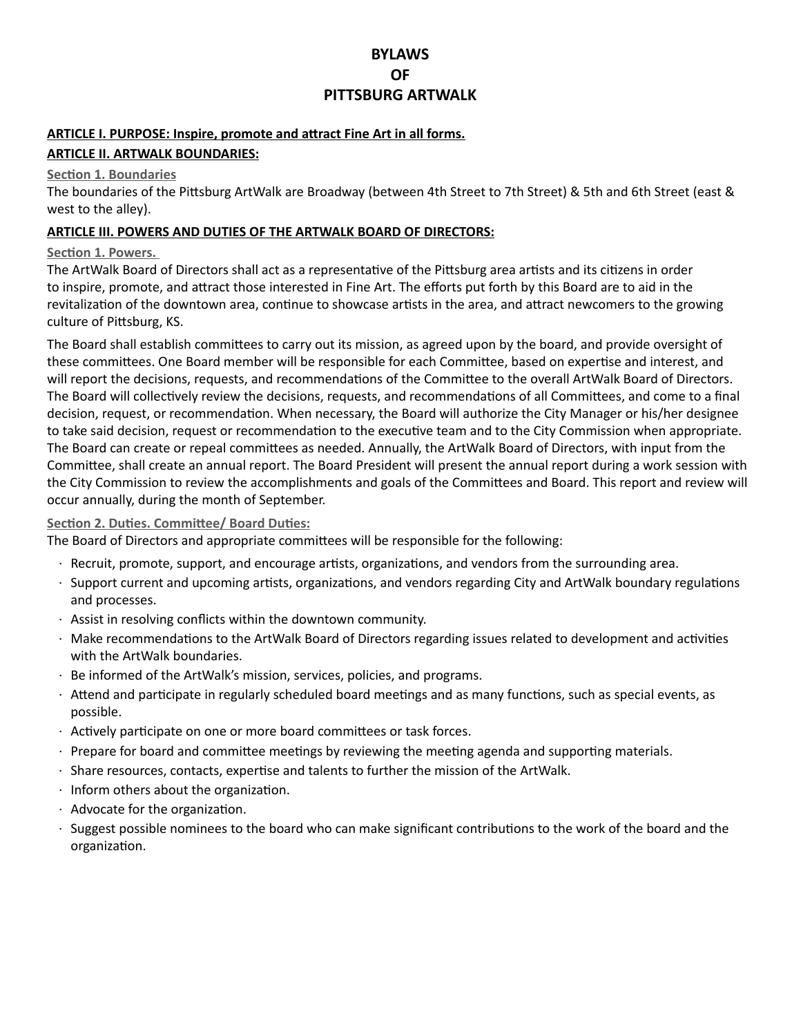# BYLAWS
# OF
# PITTSBURG ARTWALK

**ARTICLE I. PURPOSE: Inspire, promote and attract Fine Art in all forms.**

**ARTICLE II. ARTWALK BOUNDARIES:**

**Section 1. Boundaries**

The boundaries of the Pittsburg ArtWalk are Broadway (between 4th Street to 7th Street) & 5th and 6th Street (east & west to the alley).

**ARTICLE III. POWERS AND DUTIES OF THE ARTWALK BOARD OF DIRECTORS:**

**Section 1. Powers.**

The ArtWalk Board of Directors shall act as a representative of the Pittsburg area artists and its citizens in order to inspire, promote, and attract those interested in Fine Art. The efforts put forth by this Board are to aid in the revitalization of the downtown area, continue to showcase artists in the area, and attract newcomers to the growing culture of Pittsburg, KS.

The Board shall establish committees to carry out its mission, as agreed upon by the board, and provide oversight of these committees. One Board member will be responsible for each Committee, based on expertise and interest, and will report the decisions, requests, and recommendations of the Committee to the overall ArtWalk Board of Directors. The Board will collectively review the decisions, requests, and recommendations of all Committees, and come to a final decision, request, or recommendation. When necessary, the Board will authorize the City Manager or his/her designee to take said decision, request or recommendation to the executive team and to the City Commission when appropriate. The Board can create or repeal committees as needed. Annually, the ArtWalk Board of Directors, with input from the Committee, shall create an annual report. The Board President will present the annual report during a work session with the City Commission to review the accomplishments and goals of the Committees and Board. This report and review will occur annually, during the month of September.

**Section 2. Duties. Committee/ Board Duties:**

The Board of Directors and appropriate committees will be responsible for the following:

- Recruit, promote, support, and encourage artists, organizations, and vendors from the surrounding area.
- Support current and upcoming artists, organizations, and vendors regarding City and ArtWalk boundary regulations and processes.
- Assist in resolving conflicts within the downtown community.
- Make recommendations to the ArtWalk Board of Directors regarding issues related to development and activities with the ArtWalk boundaries.
- Be informed of the ArtWalk's mission, services, policies, and programs.
- Attend and participate in regularly scheduled board meetings and as many functions, such as special events, as possible.
- Actively participate on one or more board committees or task forces.
- Prepare for board and committee meetings by reviewing the meeting agenda and supporting materials.
- Share resources, contacts, expertise and talents to further the mission of the ArtWalk.
- Inform others about the organization.
- Advocate for the organization.
- Suggest possible nominees to the board who can make significant contributions to the work of the board and the organization.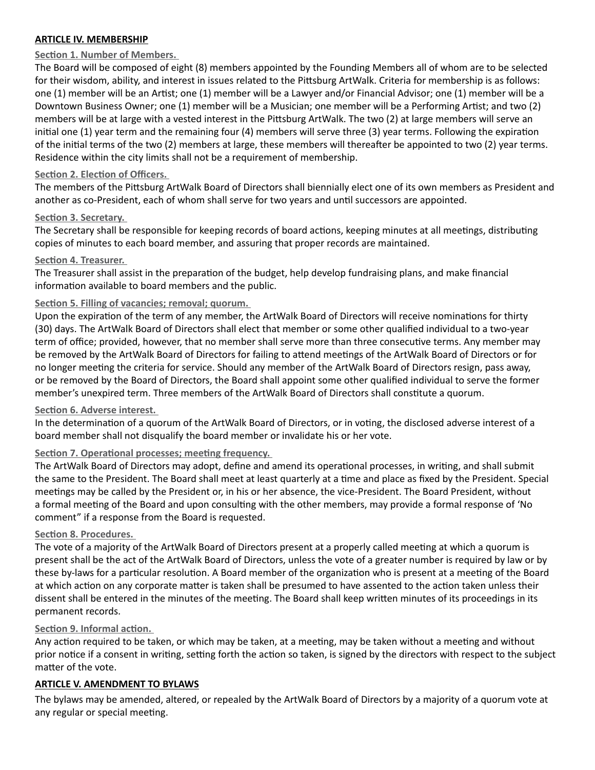## ARTICLE IV. MEMBERSHIP

### Section 1. Number of Members.

The Board will be composed of eight (8) members appointed by the Founding Members all of whom are to be selected for their wisdom, ability, and interest in issues related to the Pittsburg ArtWalk. Criteria for membership is as follows: one (1) member will be an Artist; one (1) member will be a Lawyer and/or Financial Advisor; one (1) member will be a Downtown Business Owner; one (1) member will be a Musician; one member will be a Performing Artist; and two (2) members will be at large with a vested interest in the Pittsburg ArtWalk. The two (2) at large members will serve an initial one (1) year term and the remaining four (4) members will serve three (3) year terms. Following the expiration of the initial terms of the two (2) members at large, these members will thereafter be appointed to two (2) year terms. Residence within the city limits shall not be a requirement of membership.

### Section 2. Election of Officers.

The members of the Pittsburg ArtWalk Board of Directors shall biennially elect one of its own members as President and another as co-President, each of whom shall serve for two years and until successors are appointed.

### Section 3. Secretary.

The Secretary shall be responsible for keeping records of board actions, keeping minutes at all meetings, distributing copies of minutes to each board member, and assuring that proper records are maintained.

### Section 4. Treasurer.

The Treasurer shall assist in the preparation of the budget, help develop fundraising plans, and make financial information available to board members and the public.

### Section 5. Filling of vacancies; removal; quorum.

Upon the expiration of the term of any member, the ArtWalk Board of Directors will receive nominations for thirty (30) days. The ArtWalk Board of Directors shall elect that member or some other qualified individual to a two-year term of office; provided, however, that no member shall serve more than three consecutive terms. Any member may be removed by the ArtWalk Board of Directors for failing to attend meetings of the ArtWalk Board of Directors or for no longer meeting the criteria for service. Should any member of the ArtWalk Board of Directors resign, pass away, or be removed by the Board of Directors, the Board shall appoint some other qualified individual to serve the former member's unexpired term. Three members of the ArtWalk Board of Directors shall constitute a quorum.

### Section 6. Adverse interest.

In the determination of a quorum of the ArtWalk Board of Directors, or in voting, the disclosed adverse interest of a board member shall not disqualify the board member or invalidate his or her vote.

### Section 7. Operational processes; meeting frequency.

The ArtWalk Board of Directors may adopt, define and amend its operational processes, in writing, and shall submit the same to the President. The Board shall meet at least quarterly at a time and place as fixed by the President. Special meetings may be called by the President or, in his or her absence, the vice-President. The Board President, without a formal meeting of the Board and upon consulting with the other members, may provide a formal response of 'No comment" if a response from the Board is requested.

### Section 8. Procedures.

The vote of a majority of the ArtWalk Board of Directors present at a properly called meeting at which a quorum is present shall be the act of the ArtWalk Board of Directors, unless the vote of a greater number is required by law or by these by-laws for a particular resolution. A Board member of the organization who is present at a meeting of the Board at which action on any corporate matter is taken shall be presumed to have assented to the action taken unless their dissent shall be entered in the minutes of the meeting. The Board shall keep written minutes of its proceedings in its permanent records.

### Section 9. Informal action.

Any action required to be taken, or which may be taken, at a meeting, may be taken without a meeting and without prior notice if a consent in writing, setting forth the action so taken, is signed by the directors with respect to the subject matter of the vote.

## ARTICLE V. AMENDMENT TO BYLAWS

The bylaws may be amended, altered, or repealed by the ArtWalk Board of Directors by a majority of a quorum vote at any regular or special meeting.